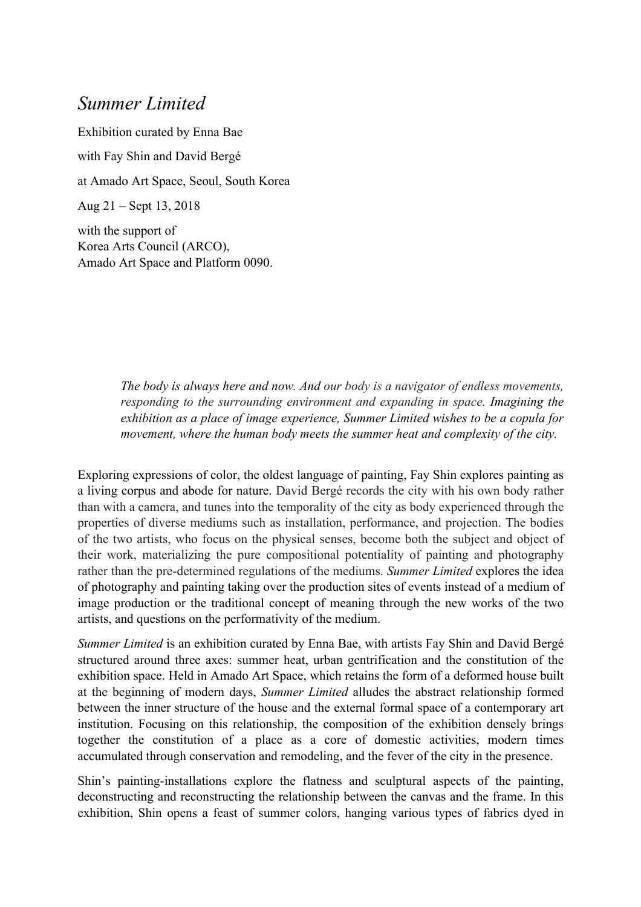# *Summer Limited*

Exhibition curated by Enna Bae

with Fay Shin and David Bergé

at Amado Art Space, Seoul, South Korea

Aug 21 – Sept 13, 2018

with the support of
Korea Arts Council (ARCO),
Amado Art Space and Platform 0090.

> *The body is always here and now. And our body is a navigator of endless movements, responding to the surrounding environment and expanding in space. Imagining the exhibition as a place of image experience, Summer Limited wishes to be a copula for movement, where the human body meets the summer heat and complexity of the city.*

Exploring expressions of color, the oldest language of painting, Fay Shin explores painting as a living corpus and abode for nature. David Bergé records the city with his own body rather than with a camera, and tunes into the temporality of the city as body experienced through the properties of diverse mediums such as installation, performance, and projection. The bodies of the two artists, who focus on the physical senses, become both the subject and object of their work, materializing the pure compositional potentiality of painting and photography rather than the pre-determined regulations of the mediums. *Summer Limited* explores the idea of photography and painting taking over the production sites of events instead of a medium of image production or the traditional concept of meaning through the new works of the two artists, and questions on the performativity of the medium.

*Summer Limited* is an exhibition curated by Enna Bae, with artists Fay Shin and David Bergé structured around three axes: summer heat, urban gentrification and the constitution of the exhibition space. Held in Amado Art Space, which retains the form of a deformed house built at the beginning of modern days, *Summer Limited* alludes the abstract relationship formed between the inner structure of the house and the external formal space of a contemporary art institution. Focusing on this relationship, the composition of the exhibition densely brings together the constitution of a place as a core of domestic activities, modern times accumulated through conservation and remodeling, and the fever of the city in the presence.

Shin's painting-installations explore the flatness and sculptural aspects of the painting, deconstructing and reconstructing the relationship between the canvas and the frame. In this exhibition, Shin opens a feast of summer colors, hanging various types of fabrics dyed in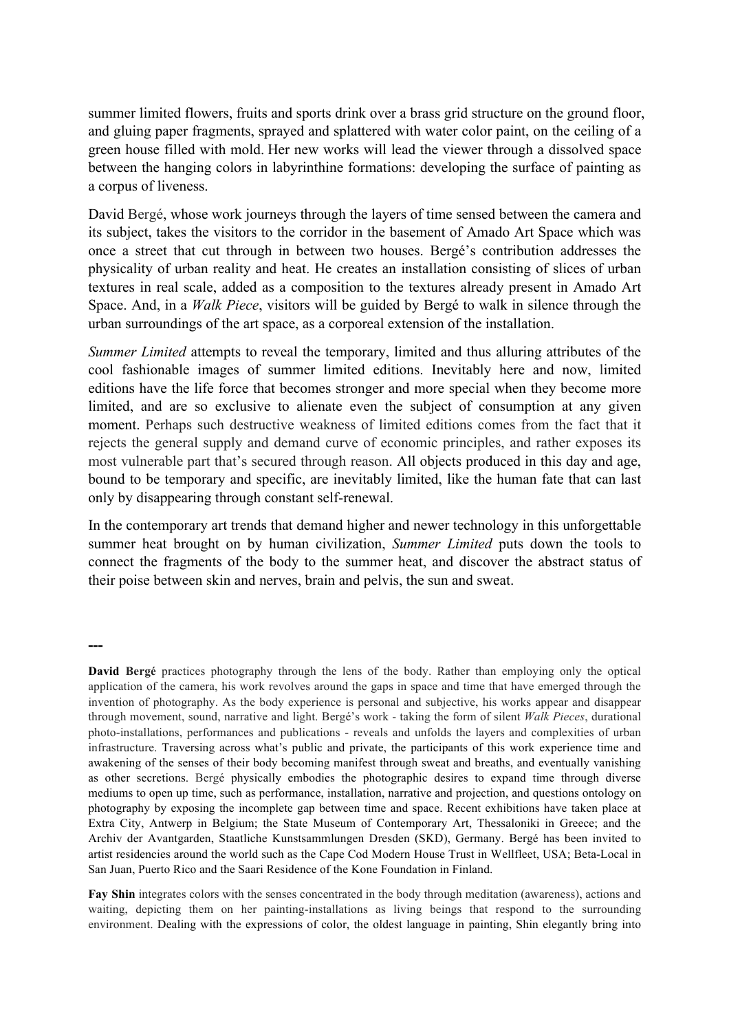summer limited flowers, fruits and sports drink over a brass grid structure on the ground floor, and gluing paper fragments, sprayed and splattered with water color paint, on the ceiling of a green house filled with mold. Her new works will lead the viewer through a dissolved space between the hanging colors in labyrinthine formations: developing the surface of painting as a corpus of liveness.

David Bergé, whose work journeys through the layers of time sensed between the camera and its subject, takes the visitors to the corridor in the basement of Amado Art Space which was once a street that cut through in between two houses. Bergé's contribution addresses the physicality of urban reality and heat. He creates an installation consisting of slices of urban textures in real scale, added as a composition to the textures already present in Amado Art Space. And, in a *Walk Piece*, visitors will be guided by Bergé to walk in silence through the urban surroundings of the art space, as a corporeal extension of the installation.

*Summer Limited* attempts to reveal the temporary, limited and thus alluring attributes of the cool fashionable images of summer limited editions. Inevitably here and now, limited editions have the life force that becomes stronger and more special when they become more limited, and are so exclusive to alienate even the subject of consumption at any given moment. Perhaps such destructive weakness of limited editions comes from the fact that it rejects the general supply and demand curve of economic principles, and rather exposes its most vulnerable part that's secured through reason. All objects produced in this day and age, bound to be temporary and specific, are inevitably limited, like the human fate that can last only by disappearing through constant self-renewal.

In the contemporary art trends that demand higher and newer technology in this unforgettable summer heat brought on by human civilization, *Summer Limited* puts down the tools to connect the fragments of the body to the summer heat, and discover the abstract status of their poise between skin and nerves, brain and pelvis, the sun and sweat.

---

**David Bergé** practices photography through the lens of the body. Rather than employing only the optical application of the camera, his work revolves around the gaps in space and time that have emerged through the invention of photography. As the body experience is personal and subjective, his works appear and disappear through movement, sound, narrative and light. Bergé's work - taking the form of silent *Walk Pieces*, durational photo-installations, performances and publications - reveals and unfolds the layers and complexities of urban infrastructure. Traversing across what's public and private, the participants of this work experience time and awakening of the senses of their body becoming manifest through sweat and breaths, and eventually vanishing as other secretions. Bergé physically embodies the photographic desires to expand time through diverse mediums to open up time, such as performance, installation, narrative and projection, and questions ontology on photography by exposing the incomplete gap between time and space. Recent exhibitions have taken place at Extra City, Antwerp in Belgium; the State Museum of Contemporary Art, Thessaloniki in Greece; and the Archiv der Avantgarden, Staatliche Kunstsammlungen Dresden (SKD), Germany. Bergé has been invited to artist residencies around the world such as the Cape Cod Modern House Trust in Wellfleet, USA; Beta-Local in San Juan, Puerto Rico and the Saari Residence of the Kone Foundation in Finland.

**Fay Shin** integrates colors with the senses concentrated in the body through meditation (awareness), actions and waiting, depicting them on her painting-installations as living beings that respond to the surrounding environment. Dealing with the expressions of color, the oldest language in painting, Shin elegantly bring into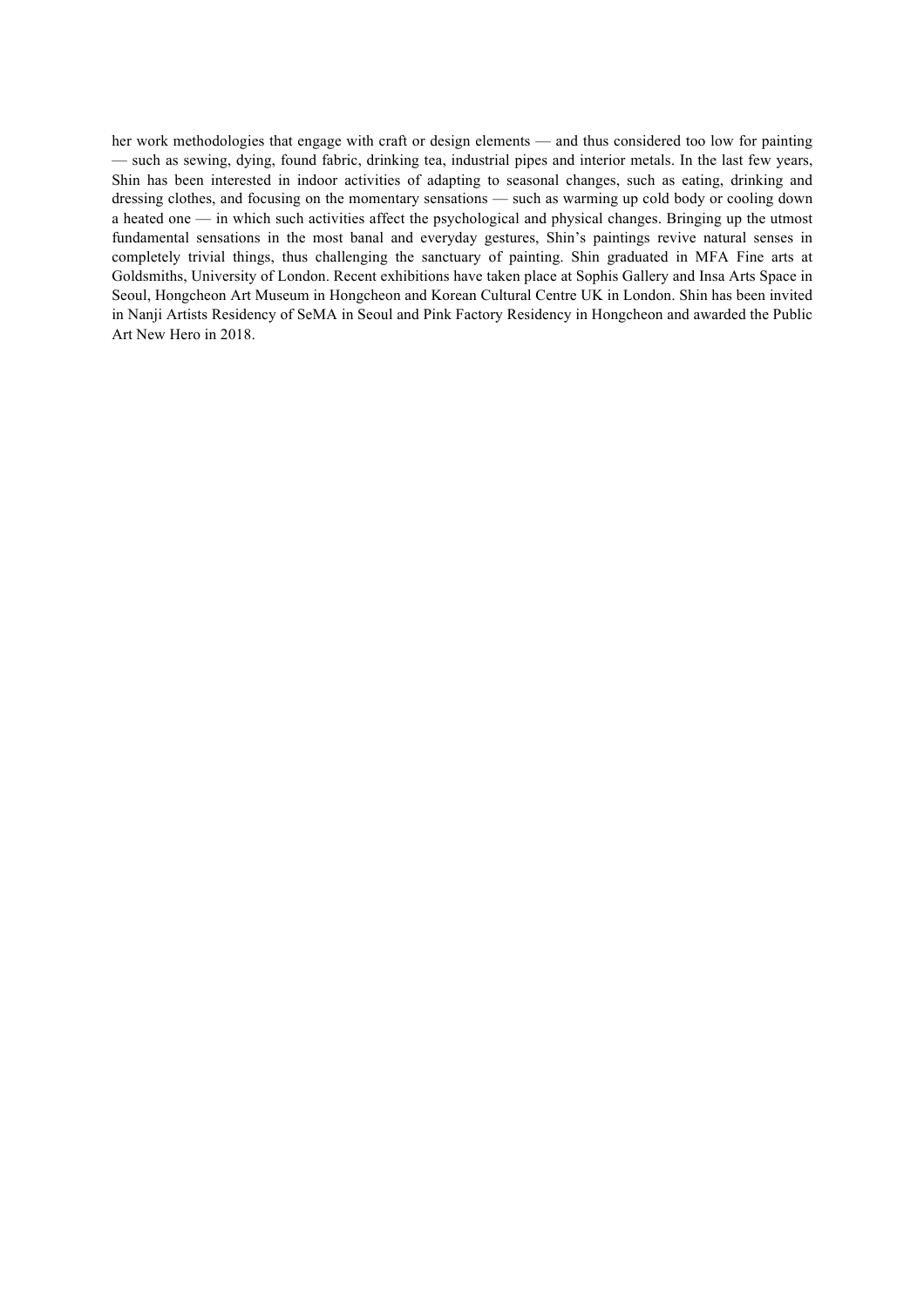her work methodologies that engage with craft or design elements — and thus considered too low for painting — such as sewing, dying, found fabric, drinking tea, industrial pipes and interior metals. In the last few years, Shin has been interested in indoor activities of adapting to seasonal changes, such as eating, drinking and dressing clothes, and focusing on the momentary sensations — such as warming up cold body or cooling down a heated one — in which such activities affect the psychological and physical changes. Bringing up the utmost fundamental sensations in the most banal and everyday gestures, Shin's paintings revive natural senses in completely trivial things, thus challenging the sanctuary of painting. Shin graduated in MFA Fine arts at Goldsmiths, University of London. Recent exhibitions have taken place at Sophis Gallery and Insa Arts Space in Seoul, Hongcheon Art Museum in Hongcheon and Korean Cultural Centre UK in London. Shin has been invited in Nanji Artists Residency of SeMA in Seoul and Pink Factory Residency in Hongcheon and awarded the Public Art New Hero in 2018.